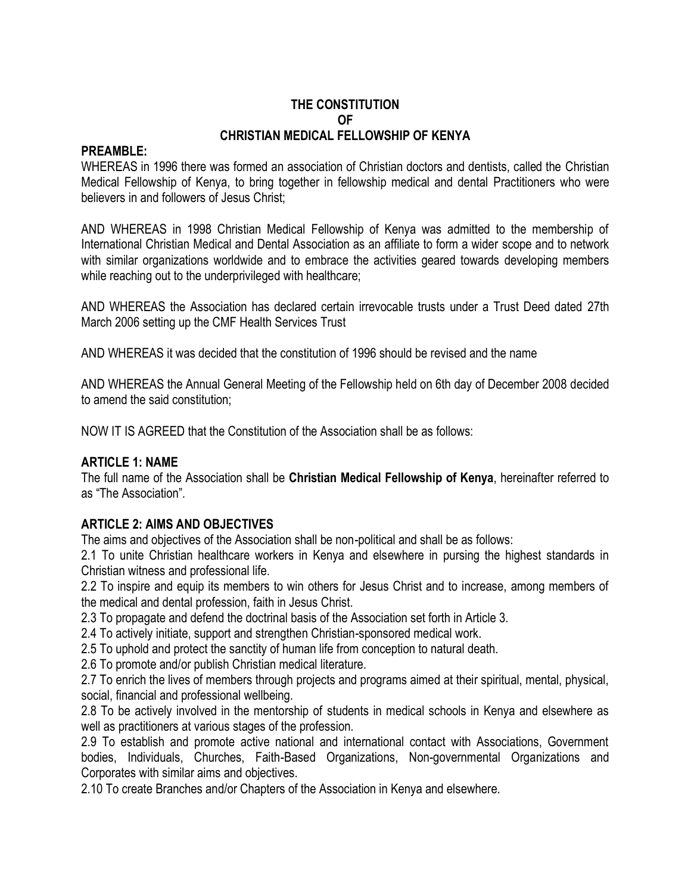# THE CONSTITUTION OF CHRISTIAN MEDICAL FELLOWSHIP OF KENYA

## PREAMBLE:

WHEREAS in 1996 there was formed an association of Christian doctors and dentists, called the Christian Medical Fellowship of Kenya, to bring together in fellowship medical and dental Practitioners who were believers in and followers of Jesus Christ;

AND WHEREAS in 1998 Christian Medical Fellowship of Kenya was admitted to the membership of International Christian Medical and Dental Association as an affiliate to form a wider scope and to network with similar organizations worldwide and to embrace the activities geared towards developing members while reaching out to the underprivileged with healthcare;

AND WHEREAS the Association has declared certain irrevocable trusts under a Trust Deed dated 27th March 2006 setting up the CMF Health Services Trust

AND WHEREAS it was decided that the constitution of 1996 should be revised and the name

AND WHEREAS the Annual General Meeting of the Fellowship held on 6th day of December 2008 decided to amend the said constitution;

NOW IT IS AGREED that the Constitution of the Association shall be as follows:

## ARTICLE 1: NAME

The full name of the Association shall be **Christian Medical Fellowship of Kenya**, hereinafter referred to as "The Association".

## ARTICLE 2: AIMS AND OBJECTIVES

The aims and objectives of the Association shall be non-political and shall be as follows:

2.1 To unite Christian healthcare workers in Kenya and elsewhere in pursing the highest standards in Christian witness and professional life.

2.2 To inspire and equip its members to win others for Jesus Christ and to increase, among members of the medical and dental profession, faith in Jesus Christ.

2.3 To propagate and defend the doctrinal basis of the Association set forth in Article 3.

2.4 To actively initiate, support and strengthen Christian-sponsored medical work.

2.5 To uphold and protect the sanctity of human life from conception to natural death.

2.6 To promote and/or publish Christian medical literature.

2.7 To enrich the lives of members through projects and programs aimed at their spiritual, mental, physical, social, financial and professional wellbeing.

2.8 To be actively involved in the mentorship of students in medical schools in Kenya and elsewhere as well as practitioners at various stages of the profession.

2.9 To establish and promote active national and international contact with Associations, Government bodies, Individuals, Churches, Faith-Based Organizations, Non-governmental Organizations and Corporates with similar aims and objectives.

2.10 To create Branches and/or Chapters of the Association in Kenya and elsewhere.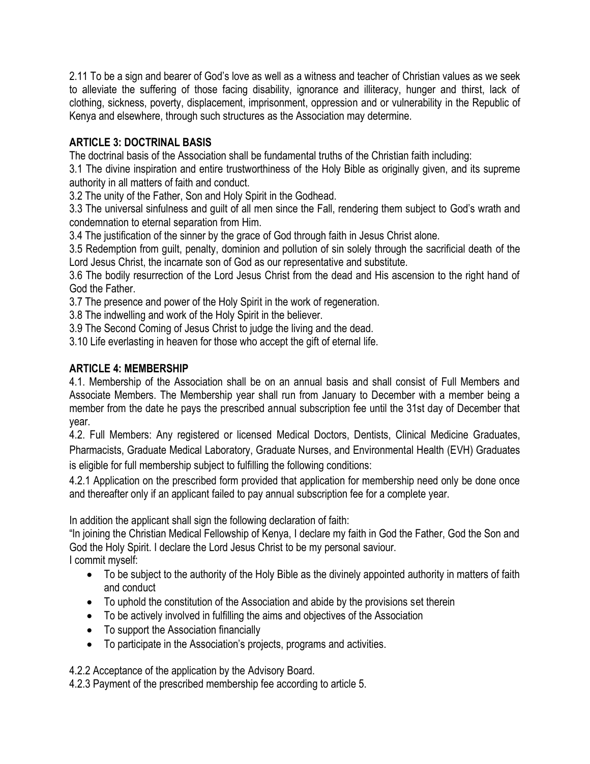2.11 To be a sign and bearer of God's love as well as a witness and teacher of Christian values as we seek to alleviate the suffering of those facing disability, ignorance and illiteracy, hunger and thirst, lack of clothing, sickness, poverty, displacement, imprisonment, oppression and or vulnerability in the Republic of Kenya and elsewhere, through such structures as the Association may determine.

## ARTICLE 3: DOCTRINAL BASIS

The doctrinal basis of the Association shall be fundamental truths of the Christian faith including:

3.1 The divine inspiration and entire trustworthiness of the Holy Bible as originally given, and its supreme authority in all matters of faith and conduct.

3.2 The unity of the Father, Son and Holy Spirit in the Godhead.

3.3 The universal sinfulness and guilt of all men since the Fall, rendering them subject to God's wrath and condemnation to eternal separation from Him.

3.4 The justification of the sinner by the grace of God through faith in Jesus Christ alone.

3.5 Redemption from guilt, penalty, dominion and pollution of sin solely through the sacrificial death of the Lord Jesus Christ, the incarnate son of God as our representative and substitute.

3.6 The bodily resurrection of the Lord Jesus Christ from the dead and His ascension to the right hand of God the Father.

3.7 The presence and power of the Holy Spirit in the work of regeneration.

3.8 The indwelling and work of the Holy Spirit in the believer.

3.9 The Second Coming of Jesus Christ to judge the living and the dead.

3.10 Life everlasting in heaven for those who accept the gift of eternal life.

## ARTICLE 4: MEMBERSHIP

4.1. Membership of the Association shall be on an annual basis and shall consist of Full Members and Associate Members. The Membership year shall run from January to December with a member being a member from the date he pays the prescribed annual subscription fee until the 31st day of December that year.

4.2. Full Members: Any registered or licensed Medical Doctors, Dentists, Clinical Medicine Graduates, Pharmacists, Graduate Medical Laboratory, Graduate Nurses, and Environmental Health (EVH) Graduates is eligible for full membership subject to fulfilling the following conditions:

4.2.1 Application on the prescribed form provided that application for membership need only be done once and thereafter only if an applicant failed to pay annual subscription fee for a complete year.

In addition the applicant shall sign the following declaration of faith:

"In joining the Christian Medical Fellowship of Kenya, I declare my faith in God the Father, God the Son and God the Holy Spirit. I declare the Lord Jesus Christ to be my personal saviour.
I commit myself:

- To be subject to the authority of the Holy Bible as the divinely appointed authority in matters of faith and conduct
- To uphold the constitution of the Association and abide by the provisions set therein
- To be actively involved in fulfilling the aims and objectives of the Association
- To support the Association financially
- To participate in the Association's projects, programs and activities.

4.2.2 Acceptance of the application by the Advisory Board.

4.2.3 Payment of the prescribed membership fee according to article 5.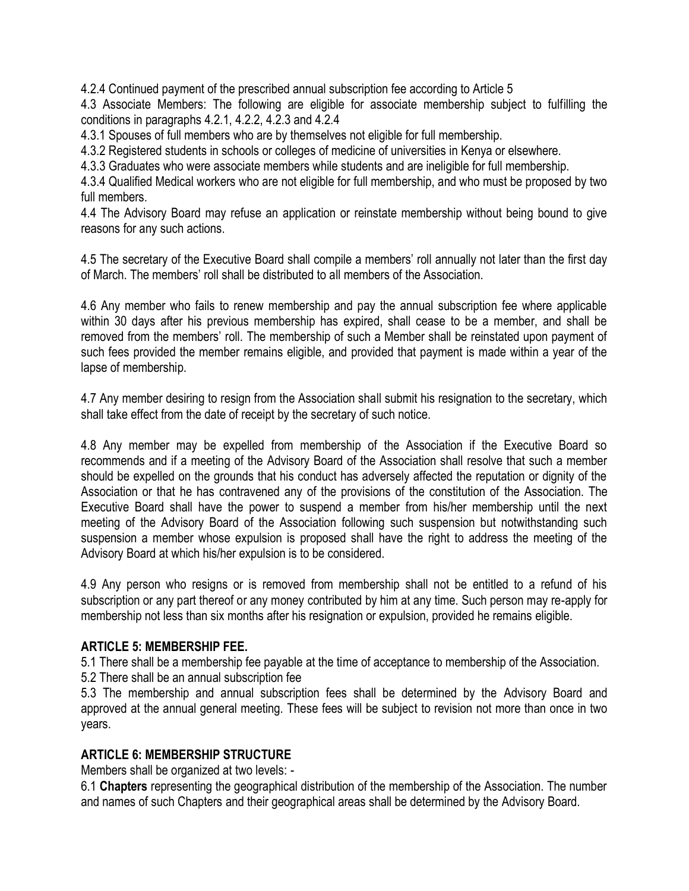4.2.4 Continued payment of the prescribed annual subscription fee according to Article 5

4.3 Associate Members: The following are eligible for associate membership subject to fulfilling the conditions in paragraphs 4.2.1, 4.2.2, 4.2.3 and 4.2.4

4.3.1 Spouses of full members who are by themselves not eligible for full membership.

4.3.2 Registered students in schools or colleges of medicine of universities in Kenya or elsewhere.

4.3.3 Graduates who were associate members while students and are ineligible for full membership.

4.3.4 Qualified Medical workers who are not eligible for full membership, and who must be proposed by two full members.

4.4 The Advisory Board may refuse an application or reinstate membership without being bound to give reasons for any such actions.

4.5 The secretary of the Executive Board shall compile a members' roll annually not later than the first day of March. The members' roll shall be distributed to all members of the Association.

4.6 Any member who fails to renew membership and pay the annual subscription fee where applicable within 30 days after his previous membership has expired, shall cease to be a member, and shall be removed from the members' roll. The membership of such a Member shall be reinstated upon payment of such fees provided the member remains eligible, and provided that payment is made within a year of the lapse of membership.

4.7 Any member desiring to resign from the Association shall submit his resignation to the secretary, which shall take effect from the date of receipt by the secretary of such notice.

4.8 Any member may be expelled from membership of the Association if the Executive Board so recommends and if a meeting of the Advisory Board of the Association shall resolve that such a member should be expelled on the grounds that his conduct has adversely affected the reputation or dignity of the Association or that he has contravened any of the provisions of the constitution of the Association. The Executive Board shall have the power to suspend a member from his/her membership until the next meeting of the Advisory Board of the Association following such suspension but notwithstanding such suspension a member whose expulsion is proposed shall have the right to address the meeting of the Advisory Board at which his/her expulsion is to be considered.

4.9 Any person who resigns or is removed from membership shall not be entitled to a refund of his subscription or any part thereof or any money contributed by him at any time. Such person may re-apply for membership not less than six months after his resignation or expulsion, provided he remains eligible.

**ARTICLE 5: MEMBERSHIP FEE.**

5.1 There shall be a membership fee payable at the time of acceptance to membership of the Association.

5.2 There shall be an annual subscription fee

5.3 The membership and annual subscription fees shall be determined by the Advisory Board and approved at the annual general meeting. These fees will be subject to revision not more than once in two years.

**ARTICLE 6: MEMBERSHIP STRUCTURE**

Members shall be organized at two levels: -

6.1 **Chapters** representing the geographical distribution of the membership of the Association. The number and names of such Chapters and their geographical areas shall be determined by the Advisory Board.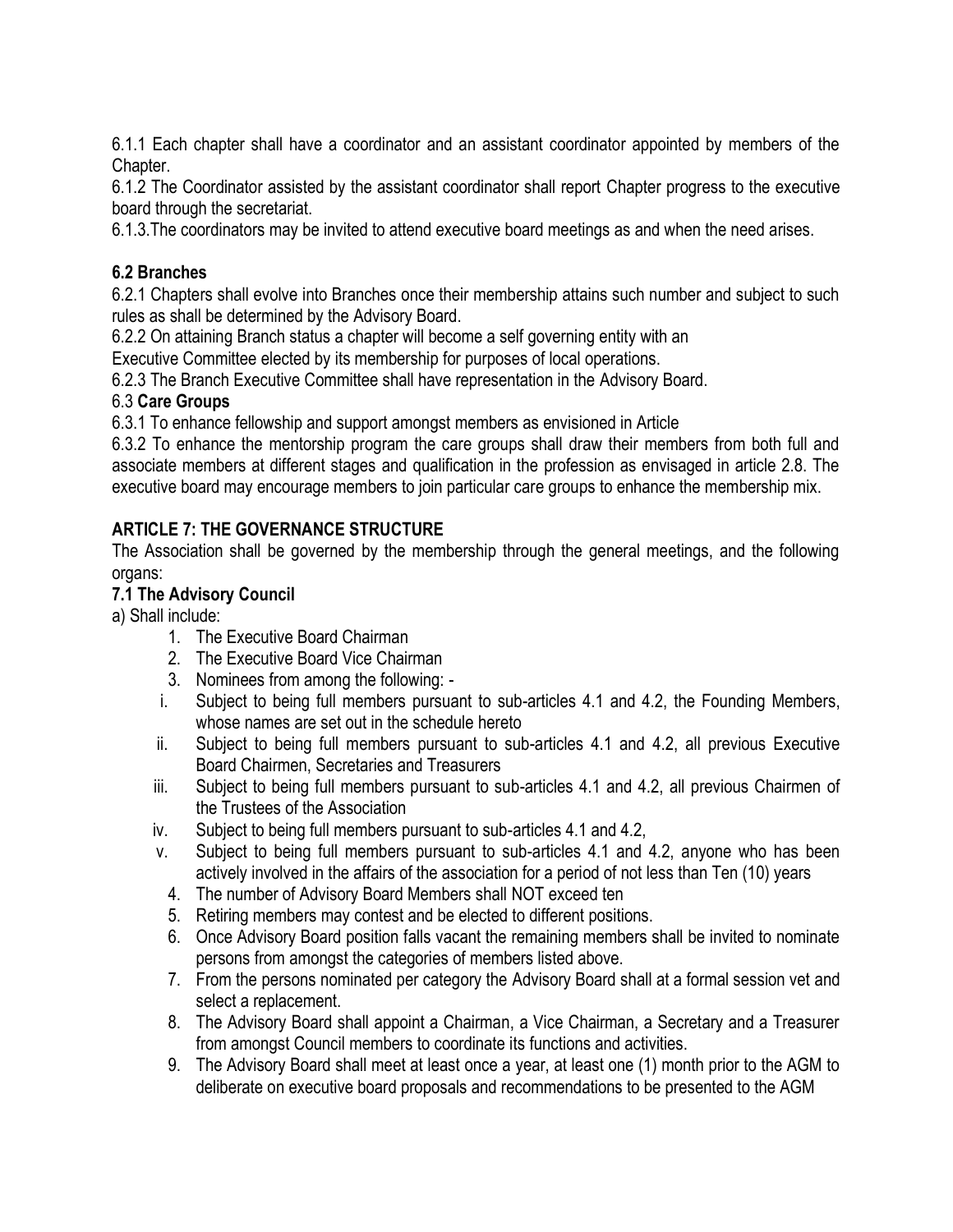6.1.1 Each chapter shall have a coordinator and an assistant coordinator appointed by members of the Chapter.

6.1.2 The Coordinator assisted by the assistant coordinator shall report Chapter progress to the executive board through the secretariat.

6.1.3.The coordinators may be invited to attend executive board meetings as and when the need arises.

### 6.2 Branches

6.2.1 Chapters shall evolve into Branches once their membership attains such number and subject to such rules as shall be determined by the Advisory Board.

6.2.2 On attaining Branch status a chapter will become a self governing entity with an Executive Committee elected by its membership for purposes of local operations.

6.2.3 The Branch Executive Committee shall have representation in the Advisory Board.

### 6.3 **Care Groups**

6.3.1 To enhance fellowship and support amongst members as envisioned in Article

6.3.2 To enhance the mentorship program the care groups shall draw their members from both full and associate members at different stages and qualification in the profession as envisaged in article 2.8. The executive board may encourage members to join particular care groups to enhance the membership mix.

## ARTICLE 7: THE GOVERNANCE STRUCTURE

The Association shall be governed by the membership through the general meetings, and the following organs:

### 7.1 The Advisory Council

a) Shall include:

1. The Executive Board Chairman
2. The Executive Board Vice Chairman
3. Nominees from among the following: -
   i. Subject to being full members pursuant to sub-articles 4.1 and 4.2, the Founding Members, whose names are set out in the schedule hereto
   ii. Subject to being full members pursuant to sub-articles 4.1 and 4.2, all previous Executive Board Chairmen, Secretaries and Treasurers
   iii. Subject to being full members pursuant to sub-articles 4.1 and 4.2, all previous Chairmen of the Trustees of the Association
   iv. Subject to being full members pursuant to sub-articles 4.1 and 4.2,
   v. Subject to being full members pursuant to sub-articles 4.1 and 4.2, anyone who has been actively involved in the affairs of the association for a period of not less than Ten (10) years
4. The number of Advisory Board Members shall NOT exceed ten
5. Retiring members may contest and be elected to different positions.
6. Once Advisory Board position falls vacant the remaining members shall be invited to nominate persons from amongst the categories of members listed above.
7. From the persons nominated per category the Advisory Board shall at a formal session vet and select a replacement.
8. The Advisory Board shall appoint a Chairman, a Vice Chairman, a Secretary and a Treasurer from amongst Council members to coordinate its functions and activities.
9. The Advisory Board shall meet at least once a year, at least one (1) month prior to the AGM to deliberate on executive board proposals and recommendations to be presented to the AGM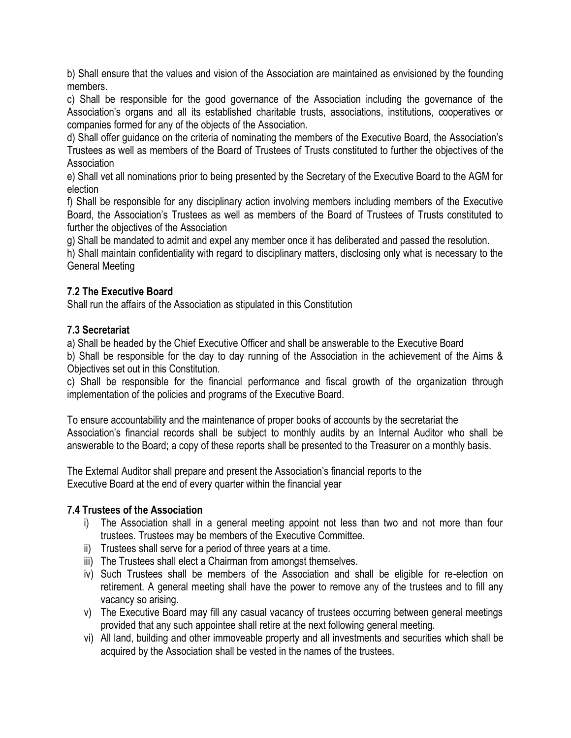b) Shall ensure that the values and vision of the Association are maintained as envisioned by the founding members.

c) Shall be responsible for the good governance of the Association including the governance of the Association's organs and all its established charitable trusts, associations, institutions, cooperatives or companies formed for any of the objects of the Association.

d) Shall offer guidance on the criteria of nominating the members of the Executive Board, the Association's Trustees as well as members of the Board of Trustees of Trusts constituted to further the objectives of the Association

e) Shall vet all nominations prior to being presented by the Secretary of the Executive Board to the AGM for election

f) Shall be responsible for any disciplinary action involving members including members of the Executive Board, the Association's Trustees as well as members of the Board of Trustees of Trusts constituted to further the objectives of the Association

g) Shall be mandated to admit and expel any member once it has deliberated and passed the resolution.

h) Shall maintain confidentiality with regard to disciplinary matters, disclosing only what is necessary to the General Meeting

### 7.2 The Executive Board

Shall run the affairs of the Association as stipulated in this Constitution

### 7.3 Secretariat

a) Shall be headed by the Chief Executive Officer and shall be answerable to the Executive Board

b) Shall be responsible for the day to day running of the Association in the achievement of the Aims & Objectives set out in this Constitution.

c) Shall be responsible for the financial performance and fiscal growth of the organization through implementation of the policies and programs of the Executive Board.

To ensure accountability and the maintenance of proper books of accounts by the secretariat the Association's financial records shall be subject to monthly audits by an Internal Auditor who shall be answerable to the Board; a copy of these reports shall be presented to the Treasurer on a monthly basis.

The External Auditor shall prepare and present the Association's financial reports to the Executive Board at the end of every quarter within the financial year

### 7.4 Trustees of the Association

i) The Association shall in a general meeting appoint not less than two and not more than four trustees. Trustees may be members of the Executive Committee.

ii) Trustees shall serve for a period of three years at a time.

iii) The Trustees shall elect a Chairman from amongst themselves.

iv) Such Trustees shall be members of the Association and shall be eligible for re-election on retirement. A general meeting shall have the power to remove any of the trustees and to fill any vacancy so arising.

v) The Executive Board may fill any casual vacancy of trustees occurring between general meetings provided that any such appointee shall retire at the next following general meeting.

vi) All land, building and other immoveable property and all investments and securities which shall be acquired by the Association shall be vested in the names of the trustees.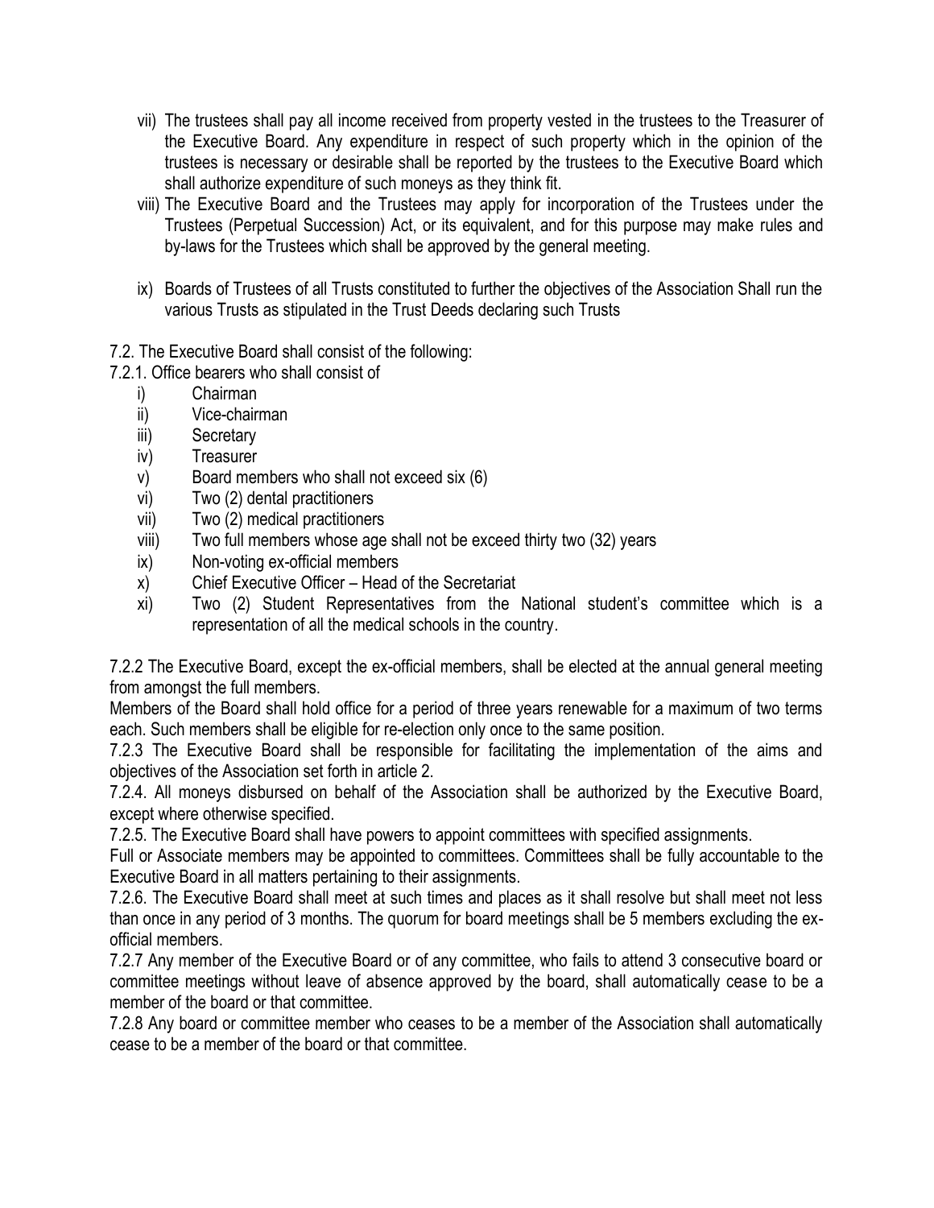vii) The trustees shall pay all income received from property vested in the trustees to the Treasurer of the Executive Board. Any expenditure in respect of such property which in the opinion of the trustees is necessary or desirable shall be reported by the trustees to the Executive Board which shall authorize expenditure of such moneys as they think fit.

viii) The Executive Board and the Trustees may apply for incorporation of the Trustees under the Trustees (Perpetual Succession) Act, or its equivalent, and for this purpose may make rules and by-laws for the Trustees which shall be approved by the general meeting.

ix) Boards of Trustees of all Trusts constituted to further the objectives of the Association Shall run the various Trusts as stipulated in the Trust Deeds declaring such Trusts

7.2. The Executive Board shall consist of the following:

7.2.1. Office bearers who shall consist of

i) Chairman
ii) Vice-chairman
iii) Secretary
iv) Treasurer
v) Board members who shall not exceed six (6)
vi) Two (2) dental practitioners
vii) Two (2) medical practitioners
viii) Two full members whose age shall not be exceed thirty two (32) years
ix) Non-voting ex-official members
x) Chief Executive Officer – Head of the Secretariat
xi) Two (2) Student Representatives from the National student's committee which is a representation of all the medical schools in the country.

7.2.2 The Executive Board, except the ex-official members, shall be elected at the annual general meeting from amongst the full members.

Members of the Board shall hold office for a period of three years renewable for a maximum of two terms each. Such members shall be eligible for re-election only once to the same position.

7.2.3 The Executive Board shall be responsible for facilitating the implementation of the aims and objectives of the Association set forth in article 2.

7.2.4. All moneys disbursed on behalf of the Association shall be authorized by the Executive Board, except where otherwise specified.

7.2.5. The Executive Board shall have powers to appoint committees with specified assignments.

Full or Associate members may be appointed to committees. Committees shall be fully accountable to the Executive Board in all matters pertaining to their assignments.

7.2.6. The Executive Board shall meet at such times and places as it shall resolve but shall meet not less than once in any period of 3 months. The quorum for board meetings shall be 5 members excluding the ex-official members.

7.2.7 Any member of the Executive Board or of any committee, who fails to attend 3 consecutive board or committee meetings without leave of absence approved by the board, shall automatically cease to be a member of the board or that committee.

7.2.8 Any board or committee member who ceases to be a member of the Association shall automatically cease to be a member of the board or that committee.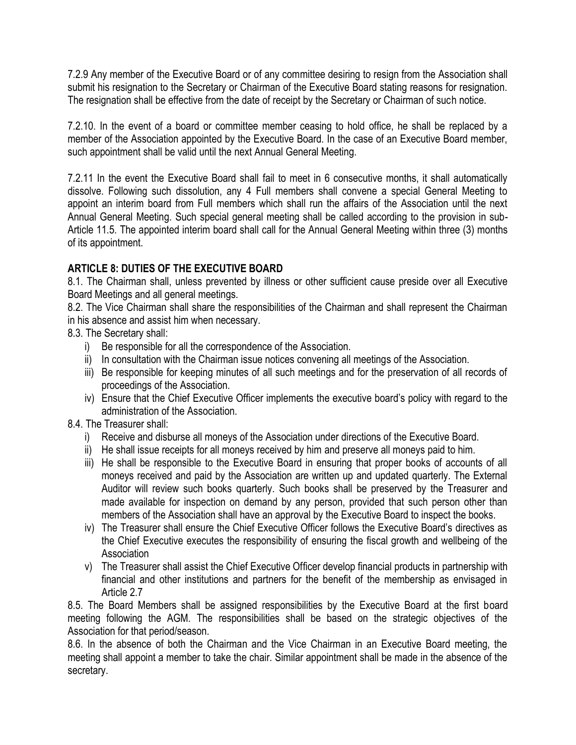7.2.9 Any member of the Executive Board or of any committee desiring to resign from the Association shall submit his resignation to the Secretary or Chairman of the Executive Board stating reasons for resignation. The resignation shall be effective from the date of receipt by the Secretary or Chairman of such notice.

7.2.10. In the event of a board or committee member ceasing to hold office, he shall be replaced by a member of the Association appointed by the Executive Board. In the case of an Executive Board member, such appointment shall be valid until the next Annual General Meeting.

7.2.11 In the event the Executive Board shall fail to meet in 6 consecutive months, it shall automatically dissolve. Following such dissolution, any 4 Full members shall convene a special General Meeting to appoint an interim board from Full members which shall run the affairs of the Association until the next Annual General Meeting. Such special general meeting shall be called according to the provision in sub-Article 11.5. The appointed interim board shall call for the Annual General Meeting within three (3) months of its appointment.

## ARTICLE 8: DUTIES OF THE EXECUTIVE BOARD

8.1. The Chairman shall, unless prevented by illness or other sufficient cause preside over all Executive Board Meetings and all general meetings.

8.2. The Vice Chairman shall share the responsibilities of the Chairman and shall represent the Chairman in his absence and assist him when necessary.

8.3. The Secretary shall:

i) Be responsible for all the correspondence of the Association.
ii) In consultation with the Chairman issue notices convening all meetings of the Association.
iii) Be responsible for keeping minutes of all such meetings and for the preservation of all records of proceedings of the Association.
iv) Ensure that the Chief Executive Officer implements the executive board's policy with regard to the administration of the Association.

8.4. The Treasurer shall:

i) Receive and disburse all moneys of the Association under directions of the Executive Board.
ii) He shall issue receipts for all moneys received by him and preserve all moneys paid to him.
iii) He shall be responsible to the Executive Board in ensuring that proper books of accounts of all moneys received and paid by the Association are written up and updated quarterly. The External Auditor will review such books quarterly. Such books shall be preserved by the Treasurer and made available for inspection on demand by any person, provided that such person other than members of the Association shall have an approval by the Executive Board to inspect the books.
iv) The Treasurer shall ensure the Chief Executive Officer follows the Executive Board's directives as the Chief Executive executes the responsibility of ensuring the fiscal growth and wellbeing of the Association
v) The Treasurer shall assist the Chief Executive Officer develop financial products in partnership with financial and other institutions and partners for the benefit of the membership as envisaged in Article 2.7

8.5. The Board Members shall be assigned responsibilities by the Executive Board at the first board meeting following the AGM. The responsibilities shall be based on the strategic objectives of the Association for that period/season.

8.6. In the absence of both the Chairman and the Vice Chairman in an Executive Board meeting, the meeting shall appoint a member to take the chair. Similar appointment shall be made in the absence of the secretary.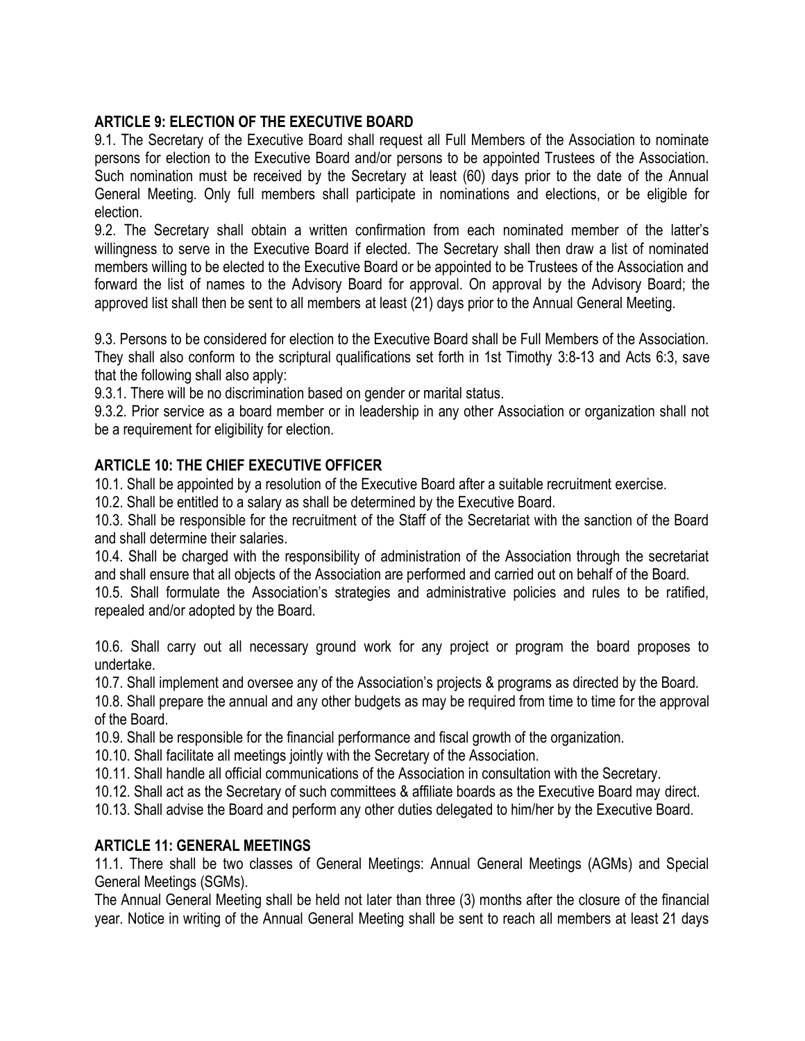## ARTICLE 9: ELECTION OF THE EXECUTIVE BOARD

9.1. The Secretary of the Executive Board shall request all Full Members of the Association to nominate persons for election to the Executive Board and/or persons to be appointed Trustees of the Association. Such nomination must be received by the Secretary at least (60) days prior to the date of the Annual General Meeting. Only full members shall participate in nominations and elections, or be eligible for election.

9.2. The Secretary shall obtain a written confirmation from each nominated member of the latter's willingness to serve in the Executive Board if elected. The Secretary shall then draw a list of nominated members willing to be elected to the Executive Board or be appointed to be Trustees of the Association and forward the list of names to the Advisory Board for approval. On approval by the Advisory Board; the approved list shall then be sent to all members at least (21) days prior to the Annual General Meeting.

9.3. Persons to be considered for election to the Executive Board shall be Full Members of the Association. They shall also conform to the scriptural qualifications set forth in 1st Timothy 3:8-13 and Acts 6:3, save that the following shall also apply:

9.3.1. There will be no discrimination based on gender or marital status.

9.3.2. Prior service as a board member or in leadership in any other Association or organization shall not be a requirement for eligibility for election.

## ARTICLE 10: THE CHIEF EXECUTIVE OFFICER

10.1. Shall be appointed by a resolution of the Executive Board after a suitable recruitment exercise.

10.2. Shall be entitled to a salary as shall be determined by the Executive Board.

10.3. Shall be responsible for the recruitment of the Staff of the Secretariat with the sanction of the Board and shall determine their salaries.

10.4. Shall be charged with the responsibility of administration of the Association through the secretariat and shall ensure that all objects of the Association are performed and carried out on behalf of the Board.

10.5. Shall formulate the Association's strategies and administrative policies and rules to be ratified, repealed and/or adopted by the Board.

10.6. Shall carry out all necessary ground work for any project or program the board proposes to undertake.

10.7. Shall implement and oversee any of the Association's projects & programs as directed by the Board.

10.8. Shall prepare the annual and any other budgets as may be required from time to time for the approval of the Board.

10.9. Shall be responsible for the financial performance and fiscal growth of the organization.

10.10. Shall facilitate all meetings jointly with the Secretary of the Association.

10.11. Shall handle all official communications of the Association in consultation with the Secretary.

10.12. Shall act as the Secretary of such committees & affiliate boards as the Executive Board may direct.

10.13. Shall advise the Board and perform any other duties delegated to him/her by the Executive Board.

## ARTICLE 11: GENERAL MEETINGS

11.1. There shall be two classes of General Meetings: Annual General Meetings (AGMs) and Special General Meetings (SGMs).

The Annual General Meeting shall be held not later than three (3) months after the closure of the financial year. Notice in writing of the Annual General Meeting shall be sent to reach all members at least 21 days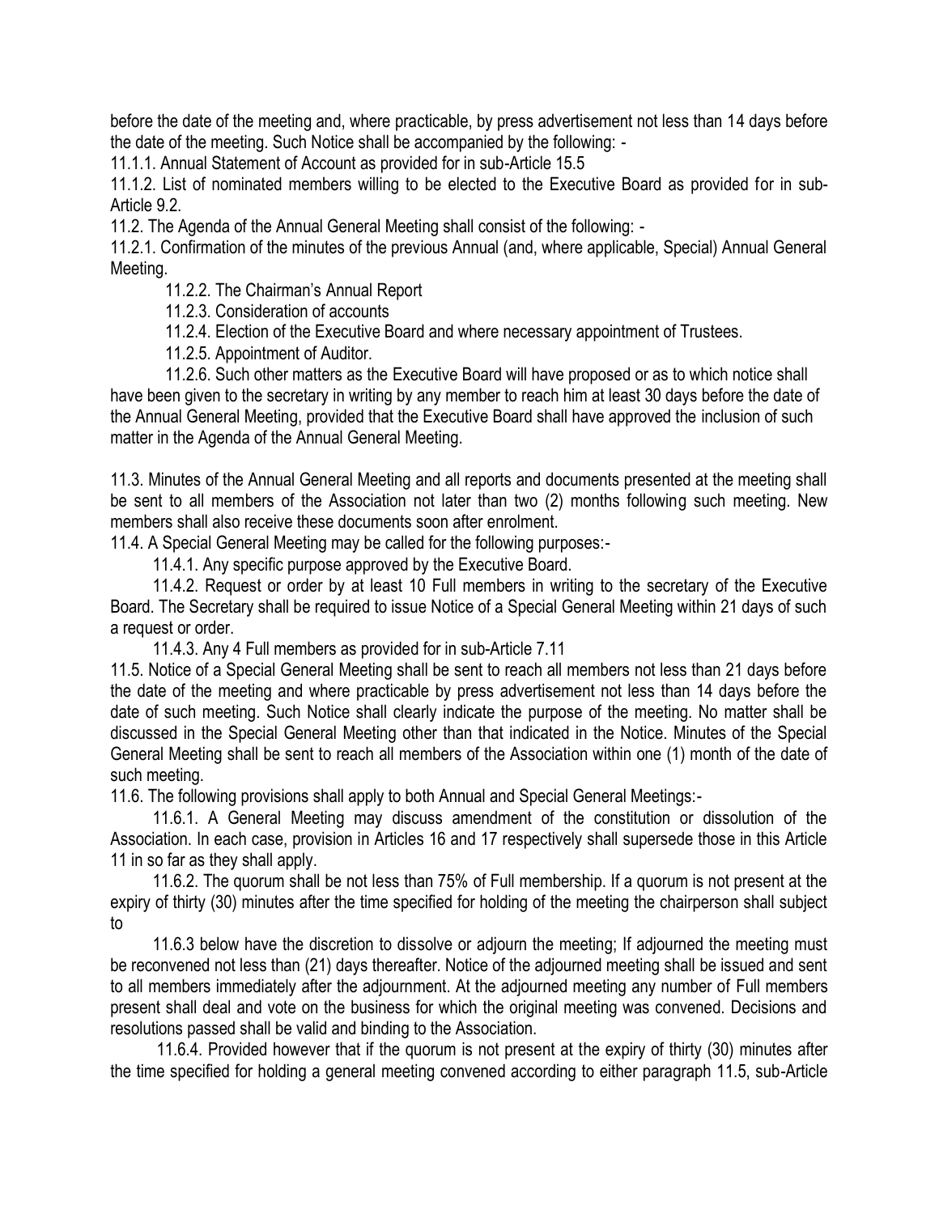before the date of the meeting and, where practicable, by press advertisement not less than 14 days before the date of the meeting. Such Notice shall be accompanied by the following: -

11.1.1. Annual Statement of Account as provided for in sub-Article 15.5

11.1.2. List of nominated members willing to be elected to the Executive Board as provided for in sub-Article 9.2.

11.2. The Agenda of the Annual General Meeting shall consist of the following: -

11.2.1. Confirmation of the minutes of the previous Annual (and, where applicable, Special) Annual General Meeting.

11.2.2. The Chairman's Annual Report

11.2.3. Consideration of accounts

11.2.4. Election of the Executive Board and where necessary appointment of Trustees.

11.2.5. Appointment of Auditor.

11.2.6. Such other matters as the Executive Board will have proposed or as to which notice shall have been given to the secretary in writing by any member to reach him at least 30 days before the date of the Annual General Meeting, provided that the Executive Board shall have approved the inclusion of such matter in the Agenda of the Annual General Meeting.

11.3. Minutes of the Annual General Meeting and all reports and documents presented at the meeting shall be sent to all members of the Association not later than two (2) months following such meeting. New members shall also receive these documents soon after enrolment.

11.4. A Special General Meeting may be called for the following purposes:-

11.4.1. Any specific purpose approved by the Executive Board.

11.4.2. Request or order by at least 10 Full members in writing to the secretary of the Executive Board. The Secretary shall be required to issue Notice of a Special General Meeting within 21 days of such a request or order.

11.4.3. Any 4 Full members as provided for in sub-Article 7.11

11.5. Notice of a Special General Meeting shall be sent to reach all members not less than 21 days before the date of the meeting and where practicable by press advertisement not less than 14 days before the date of such meeting. Such Notice shall clearly indicate the purpose of the meeting. No matter shall be discussed in the Special General Meeting other than that indicated in the Notice. Minutes of the Special General Meeting shall be sent to reach all members of the Association within one (1) month of the date of such meeting.

11.6. The following provisions shall apply to both Annual and Special General Meetings:-

11.6.1. A General Meeting may discuss amendment of the constitution or dissolution of the Association. In each case, provision in Articles 16 and 17 respectively shall supersede those in this Article 11 in so far as they shall apply.

11.6.2. The quorum shall be not less than 75% of Full membership. If a quorum is not present at the expiry of thirty (30) minutes after the time specified for holding of the meeting the chairperson shall subject to

11.6.3 below have the discretion to dissolve or adjourn the meeting; If adjourned the meeting must be reconvened not less than (21) days thereafter. Notice of the adjourned meeting shall be issued and sent to all members immediately after the adjournment. At the adjourned meeting any number of Full members present shall deal and vote on the business for which the original meeting was convened. Decisions and resolutions passed shall be valid and binding to the Association.

11.6.4. Provided however that if the quorum is not present at the expiry of thirty (30) minutes after the time specified for holding a general meeting convened according to either paragraph 11.5, sub-Article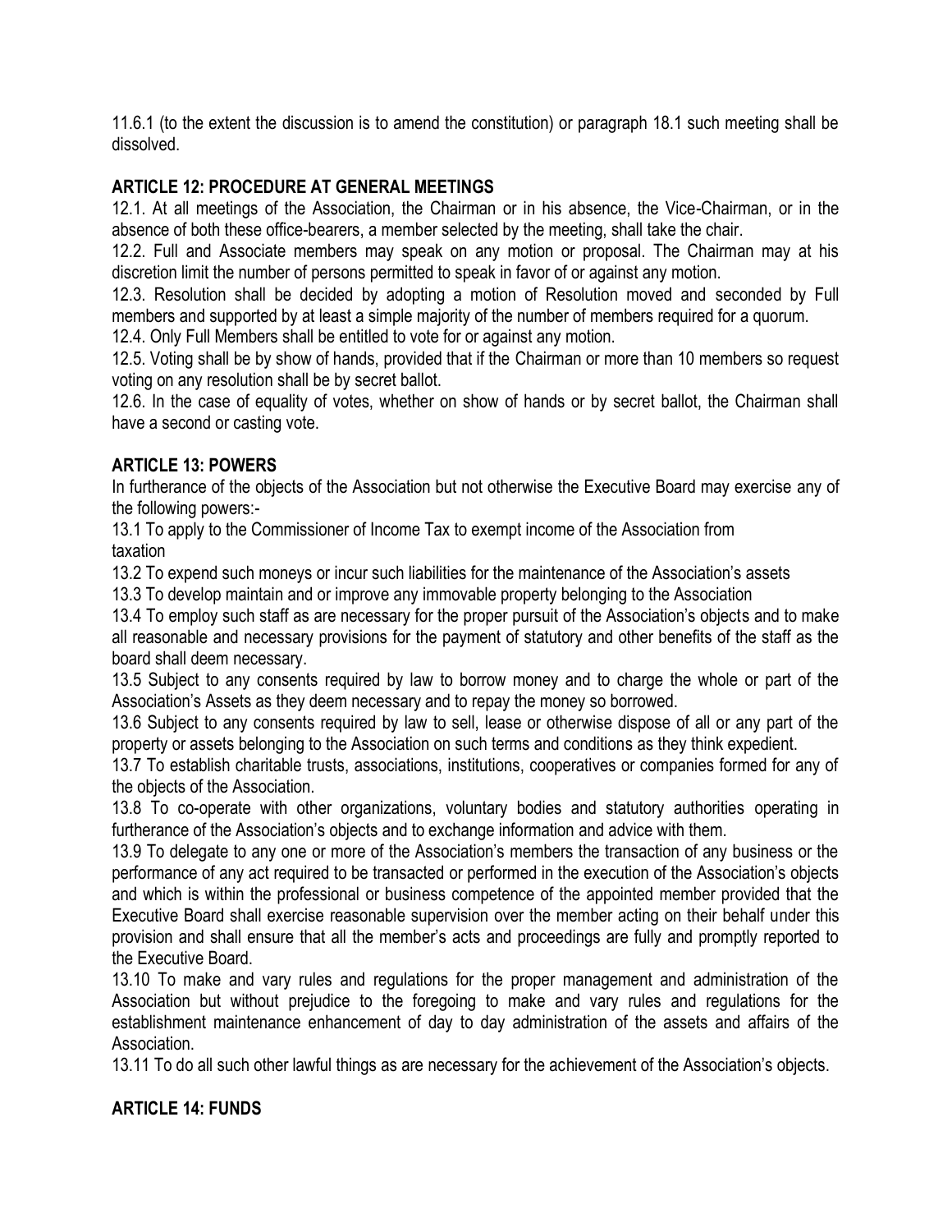11.6.1 (to the extent the discussion is to amend the constitution) or paragraph 18.1 such meeting shall be dissolved.

**ARTICLE 12: PROCEDURE AT GENERAL MEETINGS**

12.1. At all meetings of the Association, the Chairman or in his absence, the Vice-Chairman, or in the absence of both these office-bearers, a member selected by the meeting, shall take the chair.

12.2. Full and Associate members may speak on any motion or proposal. The Chairman may at his discretion limit the number of persons permitted to speak in favor of or against any motion.

12.3. Resolution shall be decided by adopting a motion of Resolution moved and seconded by Full members and supported by at least a simple majority of the number of members required for a quorum.

12.4. Only Full Members shall be entitled to vote for or against any motion.

12.5. Voting shall be by show of hands, provided that if the Chairman or more than 10 members so request voting on any resolution shall be by secret ballot.

12.6. In the case of equality of votes, whether on show of hands or by secret ballot, the Chairman shall have a second or casting vote.

**ARTICLE 13: POWERS**

In furtherance of the objects of the Association but not otherwise the Executive Board may exercise any of the following powers:-

13.1 To apply to the Commissioner of Income Tax to exempt income of the Association from taxation

13.2 To expend such moneys or incur such liabilities for the maintenance of the Association's assets

13.3 To develop maintain and or improve any immovable property belonging to the Association

13.4 To employ such staff as are necessary for the proper pursuit of the Association's objects and to make all reasonable and necessary provisions for the payment of statutory and other benefits of the staff as the board shall deem necessary.

13.5 Subject to any consents required by law to borrow money and to charge the whole or part of the Association's Assets as they deem necessary and to repay the money so borrowed.

13.6 Subject to any consents required by law to sell, lease or otherwise dispose of all or any part of the property or assets belonging to the Association on such terms and conditions as they think expedient.

13.7 To establish charitable trusts, associations, institutions, cooperatives or companies formed for any of the objects of the Association.

13.8 To co-operate with other organizations, voluntary bodies and statutory authorities operating in furtherance of the Association's objects and to exchange information and advice with them.

13.9 To delegate to any one or more of the Association's members the transaction of any business or the performance of any act required to be transacted or performed in the execution of the Association's objects and which is within the professional or business competence of the appointed member provided that the Executive Board shall exercise reasonable supervision over the member acting on their behalf under this provision and shall ensure that all the member's acts and proceedings are fully and promptly reported to the Executive Board.

13.10 To make and vary rules and regulations for the proper management and administration of the Association but without prejudice to the foregoing to make and vary rules and regulations for the establishment maintenance enhancement of day to day administration of the assets and affairs of the Association.

13.11 To do all such other lawful things as are necessary for the achievement of the Association's objects.

**ARTICLE 14: FUNDS**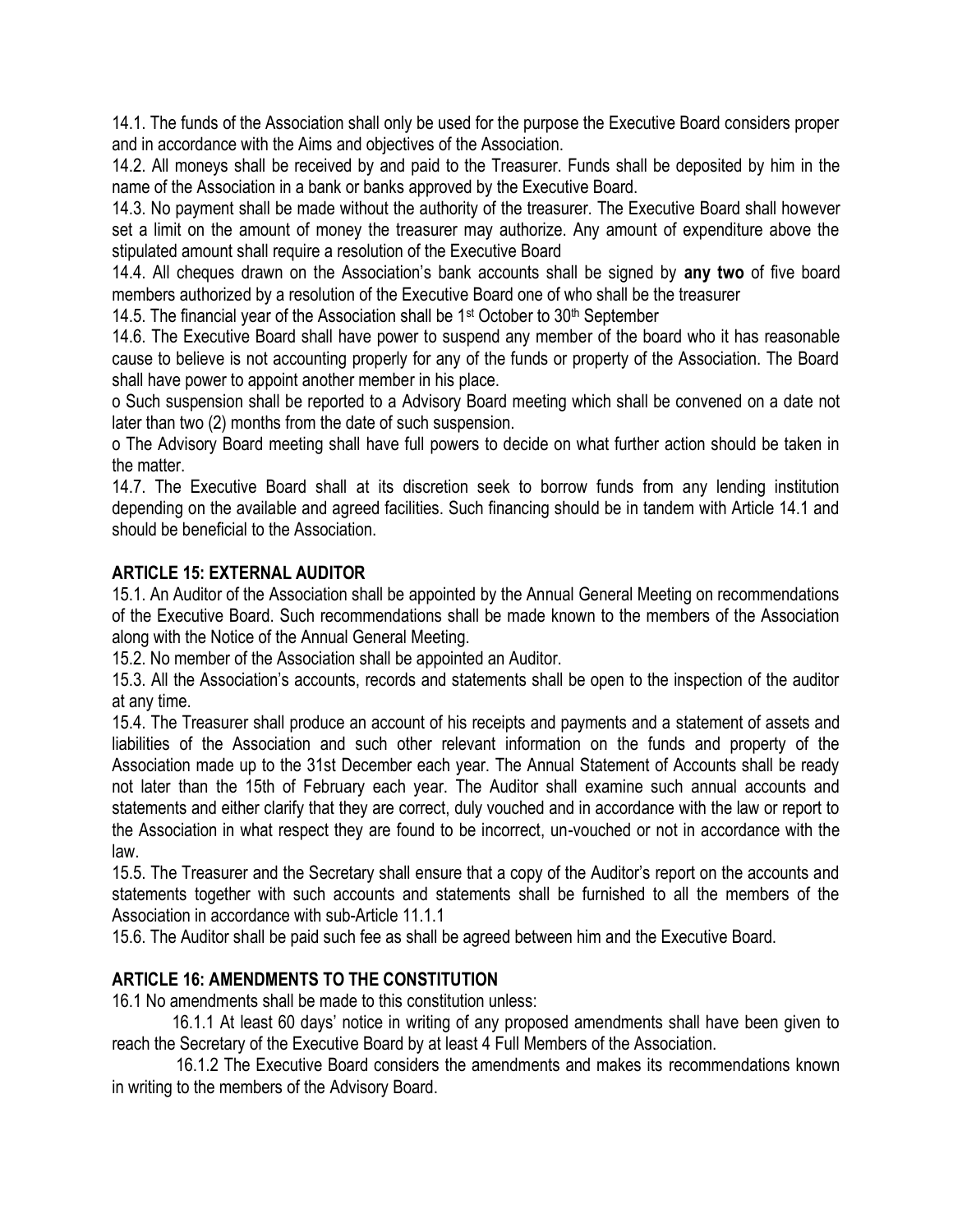14.1. The funds of the Association shall only be used for the purpose the Executive Board considers proper and in accordance with the Aims and objectives of the Association.

14.2. All moneys shall be received by and paid to the Treasurer. Funds shall be deposited by him in the name of the Association in a bank or banks approved by the Executive Board.

14.3. No payment shall be made without the authority of the treasurer. The Executive Board shall however set a limit on the amount of money the treasurer may authorize. Any amount of expenditure above the stipulated amount shall require a resolution of the Executive Board

14.4. All cheques drawn on the Association's bank accounts shall be signed by **any two** of five board members authorized by a resolution of the Executive Board one of who shall be the treasurer

14.5. The financial year of the Association shall be 1st October to 30th September

14.6. The Executive Board shall have power to suspend any member of the board who it has reasonable cause to believe is not accounting properly for any of the funds or property of the Association. The Board shall have power to appoint another member in his place.

- Such suspension shall be reported to a Advisory Board meeting which shall be convened on a date not later than two (2) months from the date of such suspension.
- The Advisory Board meeting shall have full powers to decide on what further action should be taken in the matter.

14.7. The Executive Board shall at its discretion seek to borrow funds from any lending institution depending on the available and agreed facilities. Such financing should be in tandem with Article 14.1 and should be beneficial to the Association.

## ARTICLE 15: EXTERNAL AUDITOR

15.1. An Auditor of the Association shall be appointed by the Annual General Meeting on recommendations of the Executive Board. Such recommendations shall be made known to the members of the Association along with the Notice of the Annual General Meeting.

15.2. No member of the Association shall be appointed an Auditor.

15.3. All the Association's accounts, records and statements shall be open to the inspection of the auditor at any time.

15.4. The Treasurer shall produce an account of his receipts and payments and a statement of assets and liabilities of the Association and such other relevant information on the funds and property of the Association made up to the 31st December each year. The Annual Statement of Accounts shall be ready not later than the 15th of February each year. The Auditor shall examine such annual accounts and statements and either clarify that they are correct, duly vouched and in accordance with the law or report to the Association in what respect they are found to be incorrect, un-vouched or not in accordance with the law.

15.5. The Treasurer and the Secretary shall ensure that a copy of the Auditor's report on the accounts and statements together with such accounts and statements shall be furnished to all the members of the Association in accordance with sub-Article 11.1.1

15.6. The Auditor shall be paid such fee as shall be agreed between him and the Executive Board.

## ARTICLE 16: AMENDMENTS TO THE CONSTITUTION

16.1 No amendments shall be made to this constitution unless:

16.1.1 At least 60 days' notice in writing of any proposed amendments shall have been given to reach the Secretary of the Executive Board by at least 4 Full Members of the Association.

16.1.2 The Executive Board considers the amendments and makes its recommendations known in writing to the members of the Advisory Board.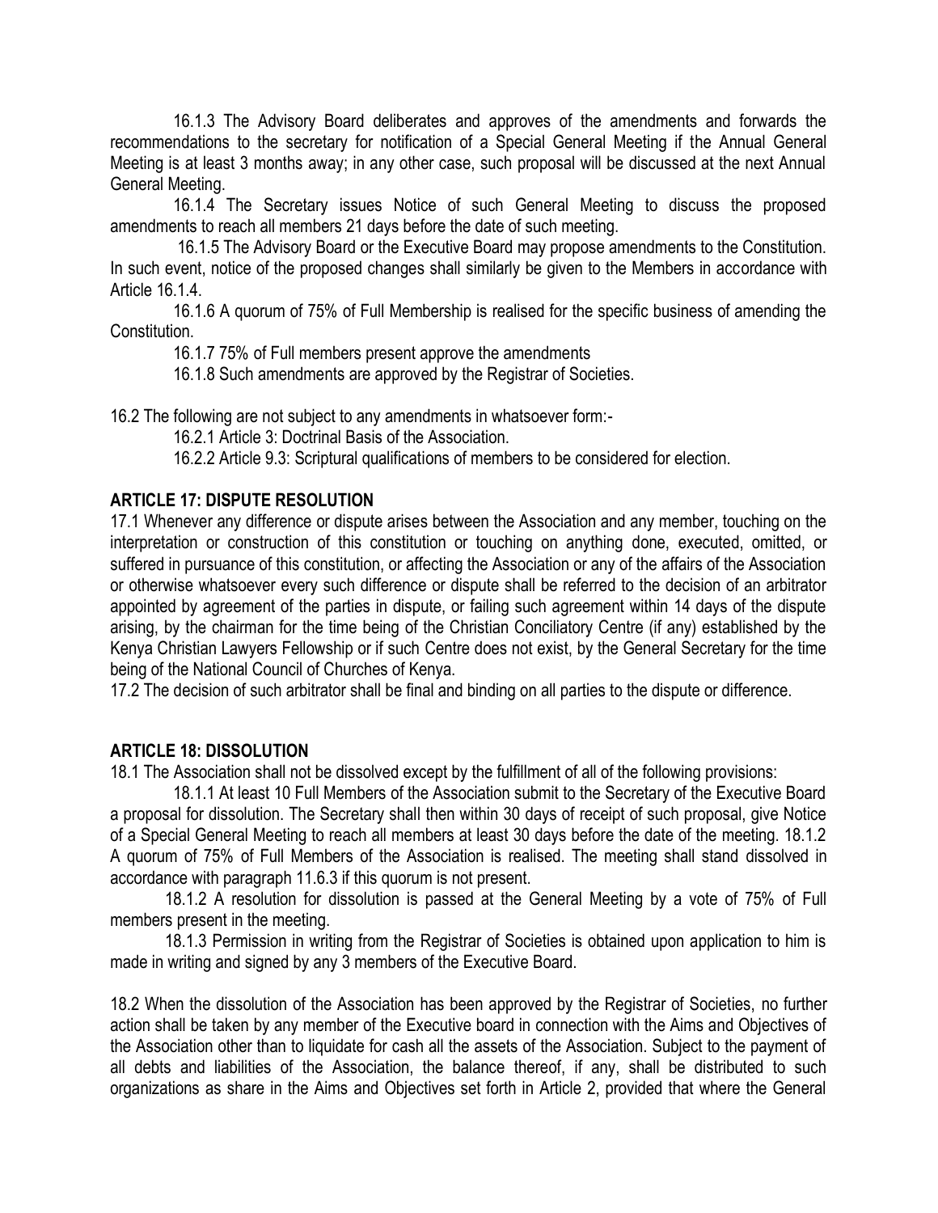16.1.3 The Advisory Board deliberates and approves of the amendments and forwards the recommendations to the secretary for notification of a Special General Meeting if the Annual General Meeting is at least 3 months away; in any other case, such proposal will be discussed at the next Annual General Meeting.

16.1.4 The Secretary issues Notice of such General Meeting to discuss the proposed amendments to reach all members 21 days before the date of such meeting.

16.1.5 The Advisory Board or the Executive Board may propose amendments to the Constitution. In such event, notice of the proposed changes shall similarly be given to the Members in accordance with Article 16.1.4.

16.1.6 A quorum of 75% of Full Membership is realised for the specific business of amending the Constitution.

16.1.7 75% of Full members present approve the amendments

16.1.8 Such amendments are approved by the Registrar of Societies.

16.2 The following are not subject to any amendments in whatsoever form:-

16.2.1 Article 3: Doctrinal Basis of the Association.

16.2.2 Article 9.3: Scriptural qualifications of members to be considered for election.

## ARTICLE 17: DISPUTE RESOLUTION

17.1 Whenever any difference or dispute arises between the Association and any member, touching on the interpretation or construction of this constitution or touching on anything done, executed, omitted, or suffered in pursuance of this constitution, or affecting the Association or any of the affairs of the Association or otherwise whatsoever every such difference or dispute shall be referred to the decision of an arbitrator appointed by agreement of the parties in dispute, or failing such agreement within 14 days of the dispute arising, by the chairman for the time being of the Christian Conciliatory Centre (if any) established by the Kenya Christian Lawyers Fellowship or if such Centre does not exist, by the General Secretary for the time being of the National Council of Churches of Kenya.

17.2 The decision of such arbitrator shall be final and binding on all parties to the dispute or difference.

## ARTICLE 18: DISSOLUTION

18.1 The Association shall not be dissolved except by the fulfillment of all of the following provisions:

18.1.1 At least 10 Full Members of the Association submit to the Secretary of the Executive Board a proposal for dissolution. The Secretary shall then within 30 days of receipt of such proposal, give Notice of a Special General Meeting to reach all members at least 30 days before the date of the meeting. 18.1.2 A quorum of 75% of Full Members of the Association is realised. The meeting shall stand dissolved in accordance with paragraph 11.6.3 if this quorum is not present.

18.1.2 A resolution for dissolution is passed at the General Meeting by a vote of 75% of Full members present in the meeting.

18.1.3 Permission in writing from the Registrar of Societies is obtained upon application to him is made in writing and signed by any 3 members of the Executive Board.

18.2 When the dissolution of the Association has been approved by the Registrar of Societies, no further action shall be taken by any member of the Executive board in connection with the Aims and Objectives of the Association other than to liquidate for cash all the assets of the Association. Subject to the payment of all debts and liabilities of the Association, the balance thereof, if any, shall be distributed to such organizations as share in the Aims and Objectives set forth in Article 2, provided that where the General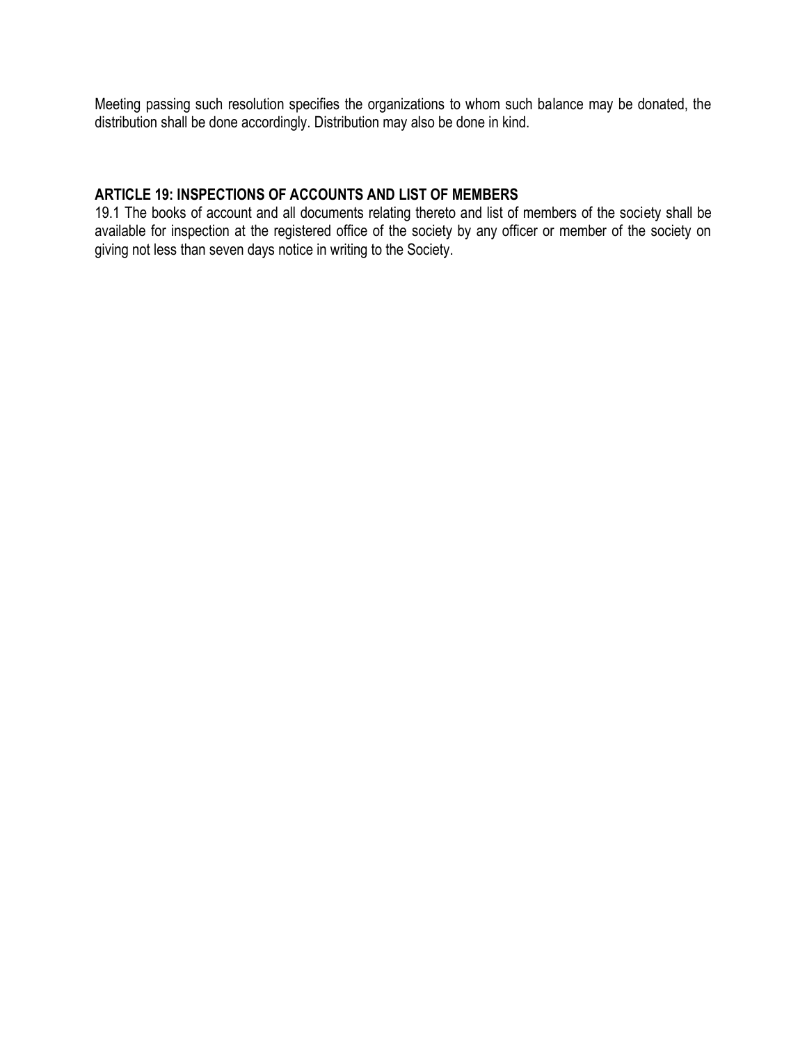Meeting passing such resolution specifies the organizations to whom such balance may be donated, the distribution shall be done accordingly. Distribution may also be done in kind.

## ARTICLE 19: INSPECTIONS OF ACCOUNTS AND LIST OF MEMBERS

19.1 The books of account and all documents relating thereto and list of members of the society shall be available for inspection at the registered office of the society by any officer or member of the society on giving not less than seven days notice in writing to the Society.